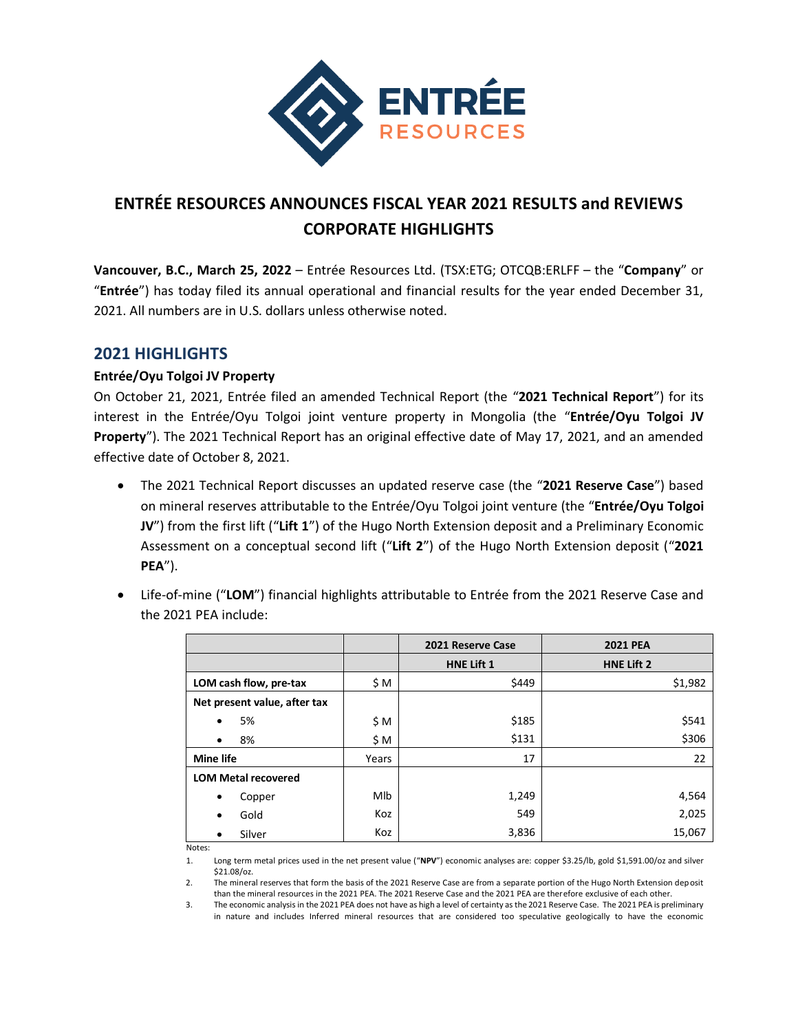# ENTRÉE RESOURCES ANNOUNCES FISCAL YEAR 2021 RESULTS and REVIEWS CORPORATE HIGHLIGHTS

**Vancouver, B.C., March 25, 2022** – Entrée Resources Ltd. (TSX:ETG; OTCQB:ERLFF – the "**Company**" or "**Entrée**") has today filed its annual operational and financial results for the year ended December 31, 2021. All numbers are in U.S. dollars unless otherwise noted.

## 2021 HIGHLIGHTS

### Entrée/Oyu Tolgoi JV Property

On October 21, 2021, Entrée filed an amended Technical Report (the "**2021 Technical Report**") for its interest in the Entrée/Oyu Tolgoi joint venture property in Mongolia (the "**Entrée/Oyu Tolgoi JV Property**"). The 2021 Technical Report has an original effective date of May 17, 2021, and an amended effective date of October 8, 2021.

- The 2021 Technical Report discusses an updated reserve case (the "**2021 Reserve Case**") based on mineral reserves attributable to the Entrée/Oyu Tolgoi joint venture (the "**Entrée/Oyu Tolgoi JV**") from the first lift ("**Lift 1**") of the Hugo North Extension deposit and a Preliminary Economic Assessment on a conceptual second lift ("**Lift 2**") of the Hugo North Extension deposit ("**2021 PEA**").
- Life-of-mine ("**LOM**") financial highlights attributable to Entrée from the 2021 Reserve Case and the 2021 PEA include:

| | | 2021 Reserve Case | 2021 PEA |
|---|---|---|---|
| | | HNE Lift 1 | HNE Lift 2 |
| **LOM cash flow, pre-tax** | $ M | $449 | $1,982 |
| **Net present value, after tax** | | | |
| • 5% | $ M | $185 | $541 |
| • 8% | $ M | $131 | $306 |
| **Mine life** | Years | 17 | 22 |
| **LOM Metal recovered** | | | |
| • Copper | Mlb | 1,249 | 4,564 |
| • Gold | Koz | 549 | 2,025 |
| • Silver | Koz | 3,836 | 15,067 |

Notes:

1. Long term metal prices used in the net present value ("**NPV**") economic analyses are: copper $3.25/lb, gold $1,591.00/oz and silver $21.08/oz.
2. The mineral reserves that form the basis of the 2021 Reserve Case are from a separate portion of the Hugo North Extension deposit than the mineral resources in the 2021 PEA. The 2021 Reserve Case and the 2021 PEA are therefore exclusive of each other.
3. The economic analysis in the 2021 PEA does not have as high a level of certainty as the 2021 Reserve Case. The 2021 PEA is preliminary in nature and includes Inferred mineral resources that are considered too speculative geologically to have the economic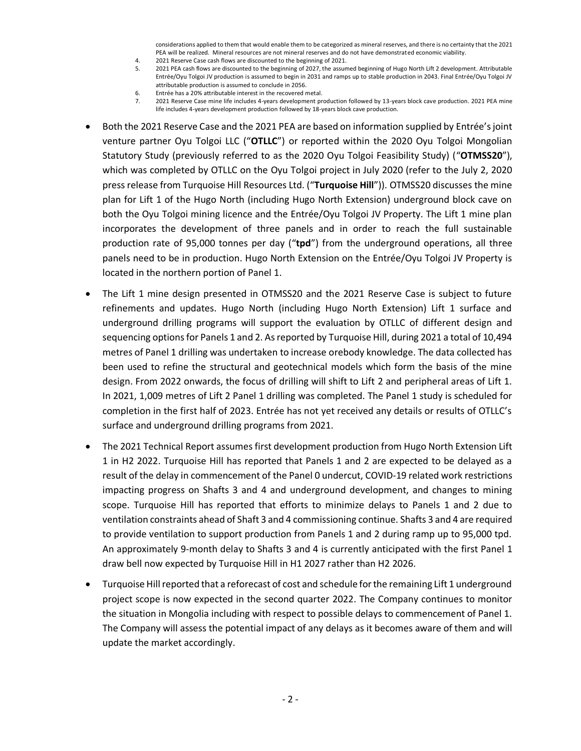considerations applied to them that would enable them to be categorized as mineral reserves, and there is no certainty that the 2021 PEA will be realized. Mineral resources are not mineral reserves and do not have demonstrated economic viability.

4. 2021 Reserve Case cash flows are discounted to the beginning of 2021.
5. 2021 PEA cash flows are discounted to the beginning of 2027, the assumed beginning of Hugo North Lift 2 development. Attributable Entrée/Oyu Tolgoi JV production is assumed to begin in 2031 and ramps up to stable production in 2043. Final Entrée/Oyu Tolgoi JV attributable production is assumed to conclude in 2056.
6. Entrée has a 20% attributable interest in the recovered metal.
7. 2021 Reserve Case mine life includes 4-years development production followed by 13-years block cave production. 2021 PEA mine life includes 4-years development production followed by 18-years block cave production.

- Both the 2021 Reserve Case and the 2021 PEA are based on information supplied by Entrée's joint venture partner Oyu Tolgoi LLC ("**OTLLC**") or reported within the 2020 Oyu Tolgoi Mongolian Statutory Study (previously referred to as the 2020 Oyu Tolgoi Feasibility Study) ("**OTMSS20**"), which was completed by OTLLC on the Oyu Tolgoi project in July 2020 (refer to the July 2, 2020 press release from Turquoise Hill Resources Ltd. ("**Turquoise Hill**")). OTMSS20 discusses the mine plan for Lift 1 of the Hugo North (including Hugo North Extension) underground block cave on both the Oyu Tolgoi mining licence and the Entrée/Oyu Tolgoi JV Property. The Lift 1 mine plan incorporates the development of three panels and in order to reach the full sustainable production rate of 95,000 tonnes per day ("**tpd**") from the underground operations, all three panels need to be in production. Hugo North Extension on the Entrée/Oyu Tolgoi JV Property is located in the northern portion of Panel 1.

- The Lift 1 mine design presented in OTMSS20 and the 2021 Reserve Case is subject to future refinements and updates. Hugo North (including Hugo North Extension) Lift 1 surface and underground drilling programs will support the evaluation by OTLLC of different design and sequencing options for Panels 1 and 2. As reported by Turquoise Hill, during 2021 a total of 10,494 metres of Panel 1 drilling was undertaken to increase orebody knowledge. The data collected has been used to refine the structural and geotechnical models which form the basis of the mine design. From 2022 onwards, the focus of drilling will shift to Lift 2 and peripheral areas of Lift 1. In 2021, 1,009 metres of Lift 2 Panel 1 drilling was completed. The Panel 1 study is scheduled for completion in the first half of 2023. Entrée has not yet received any details or results of OTLLC's surface and underground drilling programs from 2021.

- The 2021 Technical Report assumes first development production from Hugo North Extension Lift 1 in H2 2022. Turquoise Hill has reported that Panels 1 and 2 are expected to be delayed as a result of the delay in commencement of the Panel 0 undercut, COVID-19 related work restrictions impacting progress on Shafts 3 and 4 and underground development, and changes to mining scope. Turquoise Hill has reported that efforts to minimize delays to Panels 1 and 2 due to ventilation constraints ahead of Shaft 3 and 4 commissioning continue. Shafts 3 and 4 are required to provide ventilation to support production from Panels 1 and 2 during ramp up to 95,000 tpd. An approximately 9-month delay to Shafts 3 and 4 is currently anticipated with the first Panel 1 draw bell now expected by Turquoise Hill in H1 2027 rather than H2 2026.

- Turquoise Hill reported that a reforecast of cost and schedule for the remaining Lift 1 underground project scope is now expected in the second quarter 2022. The Company continues to monitor the situation in Mongolia including with respect to possible delays to commencement of Panel 1. The Company will assess the potential impact of any delays as it becomes aware of them and will update the market accordingly.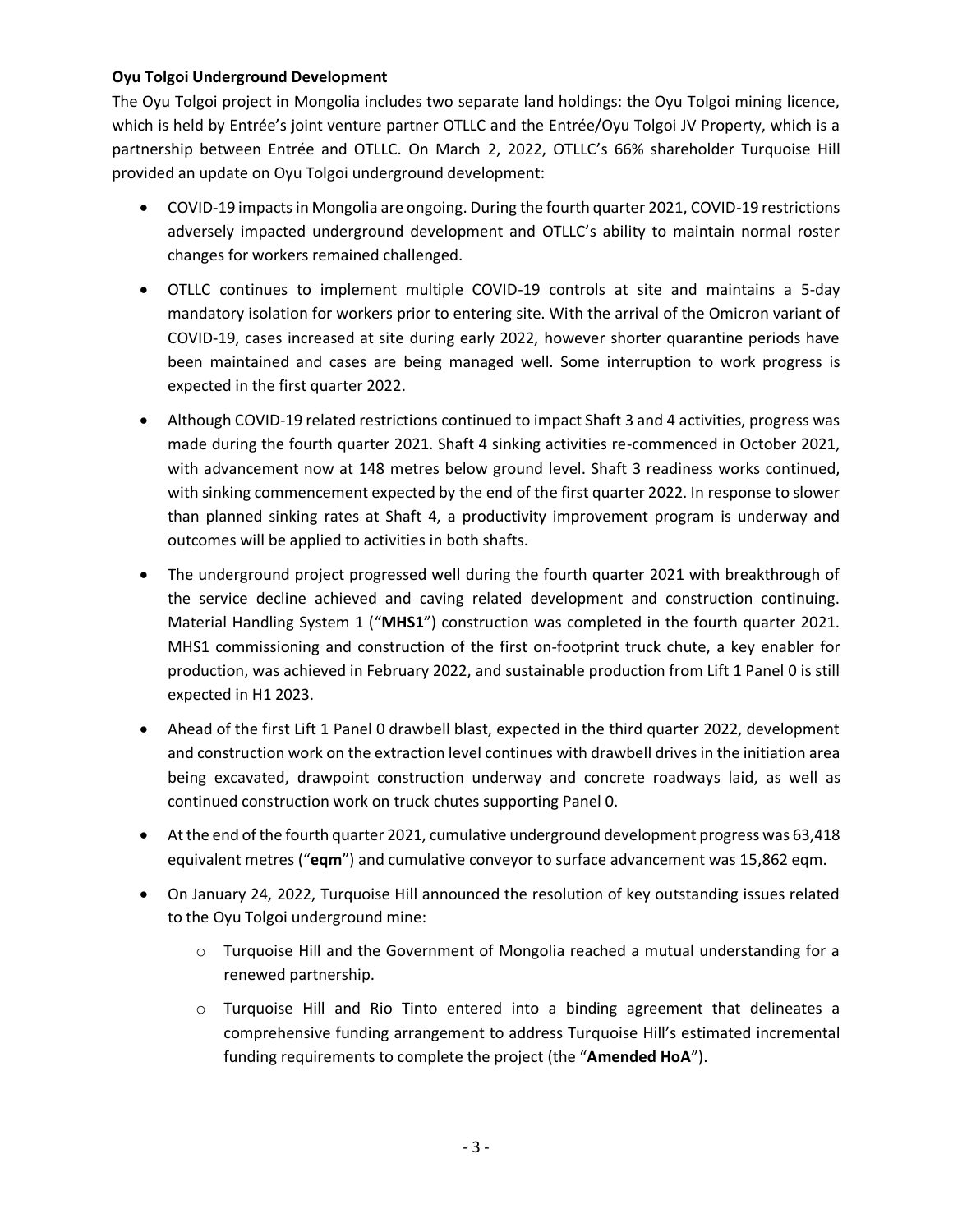**Oyu Tolgoi Underground Development**

The Oyu Tolgoi project in Mongolia includes two separate land holdings: the Oyu Tolgoi mining licence, which is held by Entrée's joint venture partner OTLLC and the Entrée/Oyu Tolgoi JV Property, which is a partnership between Entrée and OTLLC. On March 2, 2022, OTLLC's 66% shareholder Turquoise Hill provided an update on Oyu Tolgoi underground development:

- COVID-19 impacts in Mongolia are ongoing. During the fourth quarter 2021, COVID-19 restrictions adversely impacted underground development and OTLLC's ability to maintain normal roster changes for workers remained challenged.
- OTLLC continues to implement multiple COVID-19 controls at site and maintains a 5-day mandatory isolation for workers prior to entering site. With the arrival of the Omicron variant of COVID-19, cases increased at site during early 2022, however shorter quarantine periods have been maintained and cases are being managed well. Some interruption to work progress is expected in the first quarter 2022.
- Although COVID-19 related restrictions continued to impact Shaft 3 and 4 activities, progress was made during the fourth quarter 2021. Shaft 4 sinking activities re-commenced in October 2021, with advancement now at 148 metres below ground level. Shaft 3 readiness works continued, with sinking commencement expected by the end of the first quarter 2022. In response to slower than planned sinking rates at Shaft 4, a productivity improvement program is underway and outcomes will be applied to activities in both shafts.
- The underground project progressed well during the fourth quarter 2021 with breakthrough of the service decline achieved and caving related development and construction continuing. Material Handling System 1 ("**MHS1**") construction was completed in the fourth quarter 2021. MHS1 commissioning and construction of the first on-footprint truck chute, a key enabler for production, was achieved in February 2022, and sustainable production from Lift 1 Panel 0 is still expected in H1 2023.
- Ahead of the first Lift 1 Panel 0 drawbell blast, expected in the third quarter 2022, development and construction work on the extraction level continues with drawbell drives in the initiation area being excavated, drawpoint construction underway and concrete roadways laid, as well as continued construction work on truck chutes supporting Panel 0.
- At the end of the fourth quarter 2021, cumulative underground development progress was 63,418 equivalent metres ("**eqm**") and cumulative conveyor to surface advancement was 15,862 eqm.
- On January 24, 2022, Turquoise Hill announced the resolution of key outstanding issues related to the Oyu Tolgoi underground mine:
  - Turquoise Hill and the Government of Mongolia reached a mutual understanding for a renewed partnership.
  - Turquoise Hill and Rio Tinto entered into a binding agreement that delineates a comprehensive funding arrangement to address Turquoise Hill's estimated incremental funding requirements to complete the project (the "**Amended HoA**").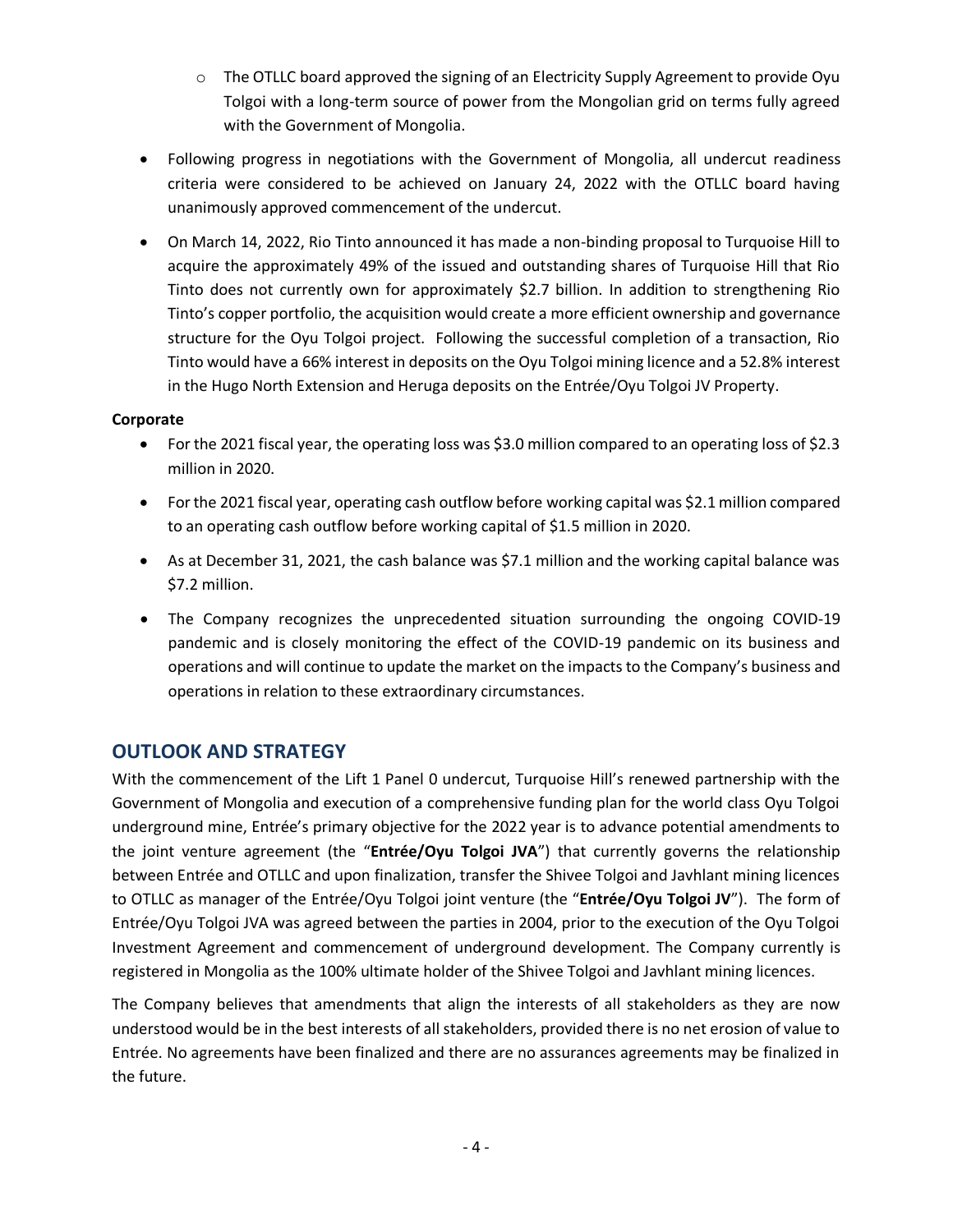- The OTLLC board approved the signing of an Electricity Supply Agreement to provide Oyu Tolgoi with a long-term source of power from the Mongolian grid on terms fully agreed with the Government of Mongolia.

- Following progress in negotiations with the Government of Mongolia, all undercut readiness criteria were considered to be achieved on January 24, 2022 with the OTLLC board having unanimously approved commencement of the undercut.

- On March 14, 2022, Rio Tinto announced it has made a non-binding proposal to Turquoise Hill to acquire the approximately 49% of the issued and outstanding shares of Turquoise Hill that Rio Tinto does not currently own for approximately $2.7 billion. In addition to strengthening Rio Tinto's copper portfolio, the acquisition would create a more efficient ownership and governance structure for the Oyu Tolgoi project. Following the successful completion of a transaction, Rio Tinto would have a 66% interest in deposits on the Oyu Tolgoi mining licence and a 52.8% interest in the Hugo North Extension and Heruga deposits on the Entrée/Oyu Tolgoi JV Property.

**Corporate**

- For the 2021 fiscal year, the operating loss was $3.0 million compared to an operating loss of $2.3 million in 2020.
- For the 2021 fiscal year, operating cash outflow before working capital was $2.1 million compared to an operating cash outflow before working capital of $1.5 million in 2020.
- As at December 31, 2021, the cash balance was $7.1 million and the working capital balance was $7.2 million.
- The Company recognizes the unprecedented situation surrounding the ongoing COVID-19 pandemic and is closely monitoring the effect of the COVID-19 pandemic on its business and operations and will continue to update the market on the impacts to the Company's business and operations in relation to these extraordinary circumstances.

## OUTLOOK AND STRATEGY

With the commencement of the Lift 1 Panel 0 undercut, Turquoise Hill's renewed partnership with the Government of Mongolia and execution of a comprehensive funding plan for the world class Oyu Tolgoi underground mine, Entrée's primary objective for the 2022 year is to advance potential amendments to the joint venture agreement (the "**Entrée/Oyu Tolgoi JVA**") that currently governs the relationship between Entrée and OTLLC and upon finalization, transfer the Shivee Tolgoi and Javhlant mining licences to OTLLC as manager of the Entrée/Oyu Tolgoi joint venture (the "**Entrée/Oyu Tolgoi JV**"). The form of Entrée/Oyu Tolgoi JVA was agreed between the parties in 2004, prior to the execution of the Oyu Tolgoi Investment Agreement and commencement of underground development. The Company currently is registered in Mongolia as the 100% ultimate holder of the Shivee Tolgoi and Javhlant mining licences.

The Company believes that amendments that align the interests of all stakeholders as they are now understood would be in the best interests of all stakeholders, provided there is no net erosion of value to Entrée. No agreements have been finalized and there are no assurances agreements may be finalized in the future.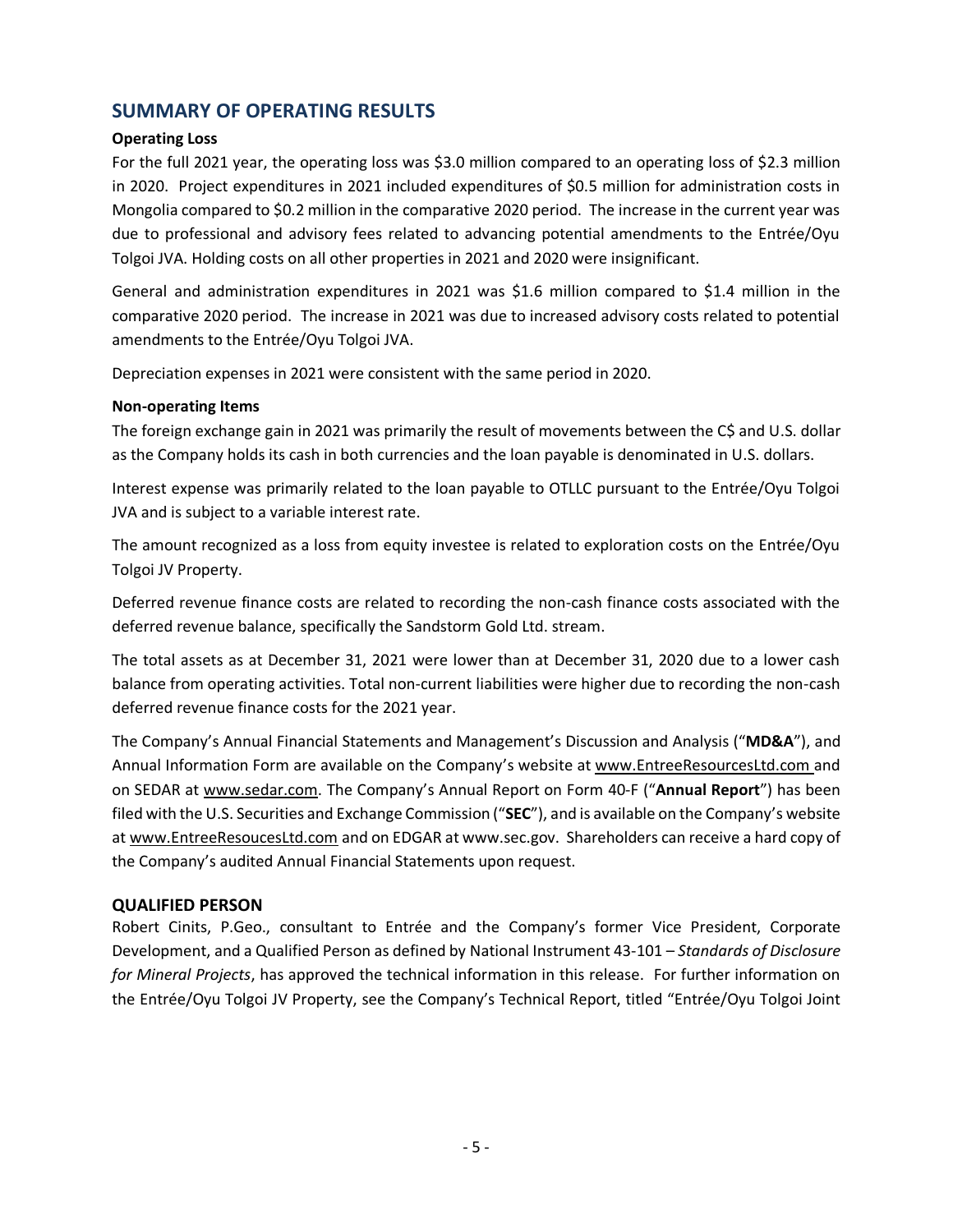## SUMMARY OF OPERATING RESULTS

**Operating Loss**

For the full 2021 year, the operating loss was $3.0 million compared to an operating loss of $2.3 million in 2020. Project expenditures in 2021 included expenditures of $0.5 million for administration costs in Mongolia compared to $0.2 million in the comparative 2020 period. The increase in the current year was due to professional and advisory fees related to advancing potential amendments to the Entrée/Oyu Tolgoi JVA. Holding costs on all other properties in 2021 and 2020 were insignificant.

General and administration expenditures in 2021 was $1.6 million compared to $1.4 million in the comparative 2020 period. The increase in 2021 was due to increased advisory costs related to potential amendments to the Entrée/Oyu Tolgoi JVA.

Depreciation expenses in 2021 were consistent with the same period in 2020.

**Non-operating Items**

The foreign exchange gain in 2021 was primarily the result of movements between the C$ and U.S. dollar as the Company holds its cash in both currencies and the loan payable is denominated in U.S. dollars.

Interest expense was primarily related to the loan payable to OTLLC pursuant to the Entrée/Oyu Tolgoi JVA and is subject to a variable interest rate.

The amount recognized as a loss from equity investee is related to exploration costs on the Entrée/Oyu Tolgoi JV Property.

Deferred revenue finance costs are related to recording the non-cash finance costs associated with the deferred revenue balance, specifically the Sandstorm Gold Ltd. stream.

The total assets as at December 31, 2021 were lower than at December 31, 2020 due to a lower cash balance from operating activities. Total non-current liabilities were higher due to recording the non-cash deferred revenue finance costs for the 2021 year.

The Company's Annual Financial Statements and Management's Discussion and Analysis ("**MD&A**"), and Annual Information Form are available on the Company's website at www.EntreeResourcesLtd.com and on SEDAR at www.sedar.com. The Company's Annual Report on Form 40-F ("**Annual Report**") has been filed with the U.S. Securities and Exchange Commission ("**SEC**"), and is available on the Company's website at www.EntreeResoucesLtd.com and on EDGAR at www.sec.gov. Shareholders can receive a hard copy of the Company's audited Annual Financial Statements upon request.

## QUALIFIED PERSON

Robert Cinits, P.Geo., consultant to Entrée and the Company's former Vice President, Corporate Development, and a Qualified Person as defined by National Instrument 43-101 – *Standards of Disclosure for Mineral Projects*, has approved the technical information in this release. For further information on the Entrée/Oyu Tolgoi JV Property, see the Company's Technical Report, titled "Entrée/Oyu Tolgoi Joint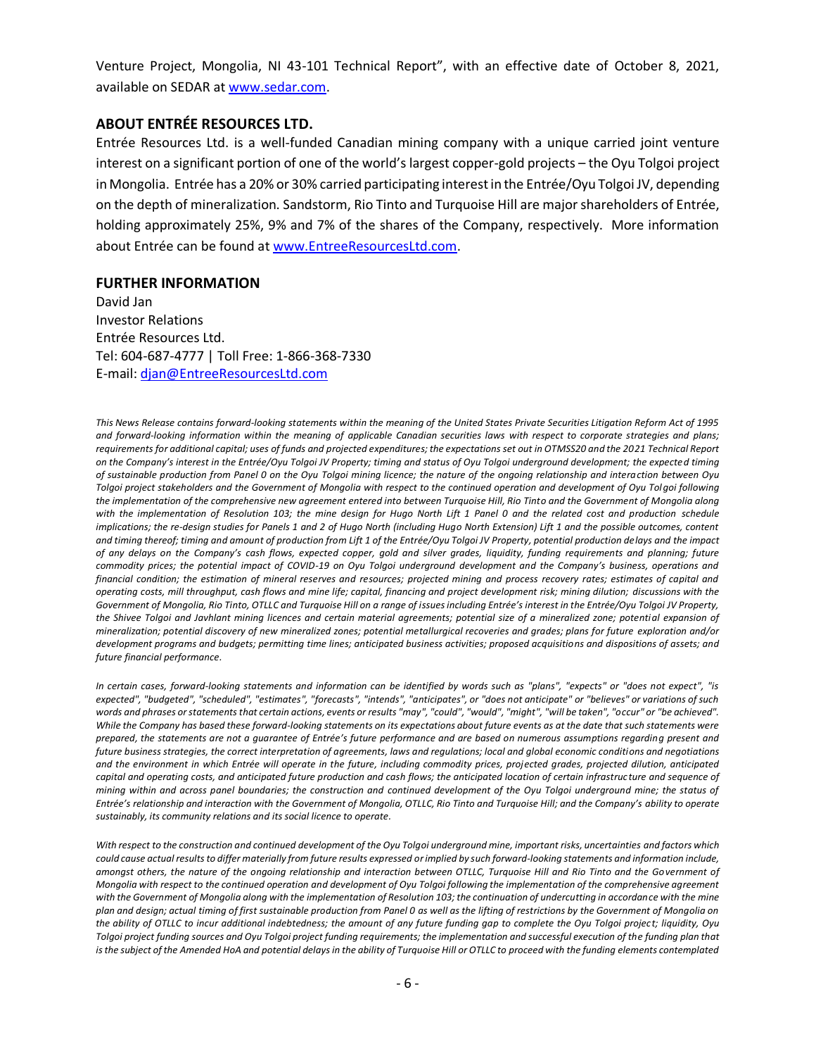Venture Project, Mongolia, NI 43-101 Technical Report", with an effective date of October 8, 2021, available on SEDAR at www.sedar.com.

## ABOUT ENTRÉE RESOURCES LTD.

Entrée Resources Ltd. is a well-funded Canadian mining company with a unique carried joint venture interest on a significant portion of one of the world's largest copper-gold projects – the Oyu Tolgoi project in Mongolia. Entrée has a 20% or 30% carried participating interest in the Entrée/Oyu Tolgoi JV, depending on the depth of mineralization. Sandstorm, Rio Tinto and Turquoise Hill are major shareholders of Entrée, holding approximately 25%, 9% and 7% of the shares of the Company, respectively. More information about Entrée can be found at www.EntreeResourcesLtd.com.

## FURTHER INFORMATION

David Jan
Investor Relations
Entrée Resources Ltd.
Tel: 604-687-4777 | Toll Free: 1-866-368-7330
E-mail: djan@EntreeResourcesLtd.com

*This News Release contains forward-looking statements within the meaning of the United States Private Securities Litigation Reform Act of 1995 and forward-looking information within the meaning of applicable Canadian securities laws with respect to corporate strategies and plans; requirements for additional capital; uses of funds and projected expenditures; the expectations set out in OTMSS20 and the 2021 Technical Report on the Company's interest in the Entrée/Oyu Tolgoi JV Property; timing and status of Oyu Tolgoi underground development; the expected timing of sustainable production from Panel 0 on the Oyu Tolgoi mining licence; the nature of the ongoing relationship and interaction between Oyu Tolgoi project stakeholders and the Government of Mongolia with respect to the continued operation and development of Oyu Tolgoi following the implementation of the comprehensive new agreement entered into between Turquoise Hill, Rio Tinto and the Government of Mongolia along with the implementation of Resolution 103; the mine design for Hugo North Lift 1 Panel 0 and the related cost and production schedule implications; the re-design studies for Panels 1 and 2 of Hugo North (including Hugo North Extension) Lift 1 and the possible outcomes, content and timing thereof; timing and amount of production from Lift 1 of the Entrée/Oyu Tolgoi JV Property, potential production delays and the impact of any delays on the Company's cash flows, expected copper, gold and silver grades, liquidity, funding requirements and planning; future commodity prices; the potential impact of COVID-19 on Oyu Tolgoi underground development and the Company's business, operations and financial condition; the estimation of mineral reserves and resources; projected mining and process recovery rates; estimates of capital and operating costs, mill throughput, cash flows and mine life; capital, financing and project development risk; mining dilution; discussions with the Government of Mongolia, Rio Tinto, OTLLC and Turquoise Hill on a range of issues including Entrée's interest in the Entrée/Oyu Tolgoi JV Property, the Shivee Tolgoi and Javhlant mining licences and certain material agreements; potential size of a mineralized zone; potential expansion of mineralization; potential discovery of new mineralized zones; potential metallurgical recoveries and grades; plans for future exploration and/or development programs and budgets; permitting time lines; anticipated business activities; proposed acquisitions and dispositions of assets; and future financial performance.*

*In certain cases, forward-looking statements and information can be identified by words such as "plans", "expects" or "does not expect", "is expected", "budgeted", "scheduled", "estimates", "forecasts", "intends", "anticipates", or "does not anticipate" or "believes" or variations of such words and phrases or statements that certain actions, events or results "may", "could", "would", "might", "will be taken", "occur" or "be achieved". While the Company has based these forward-looking statements on its expectations about future events as at the date that such statements were prepared, the statements are not a guarantee of Entrée's future performance and are based on numerous assumptions regarding present and future business strategies, the correct interpretation of agreements, laws and regulations; local and global economic conditions and negotiations and the environment in which Entrée will operate in the future, including commodity prices, projected grades, projected dilution, anticipated capital and operating costs, and anticipated future production and cash flows; the anticipated location of certain infrastructure and sequence of mining within and across panel boundaries; the construction and continued development of the Oyu Tolgoi underground mine; the status of Entrée's relationship and interaction with the Government of Mongolia, OTLLC, Rio Tinto and Turquoise Hill; and the Company's ability to operate sustainably, its community relations and its social licence to operate.*

*With respect to the construction and continued development of the Oyu Tolgoi underground mine, important risks, uncertainties and factors which could cause actual results to differ materially from future results expressed or implied by such forward-looking statements and information include, amongst others, the nature of the ongoing relationship and interaction between OTLLC, Turquoise Hill and Rio Tinto and the Government of Mongolia with respect to the continued operation and development of Oyu Tolgoi following the implementation of the comprehensive agreement with the Government of Mongolia along with the implementation of Resolution 103; the continuation of undercutting in accordance with the mine plan and design; actual timing of first sustainable production from Panel 0 as well as the lifting of restrictions by the Government of Mongolia on the ability of OTLLC to incur additional indebtedness; the amount of any future funding gap to complete the Oyu Tolgoi project; liquidity, Oyu Tolgoi project funding sources and Oyu Tolgoi project funding requirements; the implementation and successful execution of the funding plan that is the subject of the Amended HoA and potential delays in the ability of Turquoise Hill or OTLLC to proceed with the funding elements contemplated*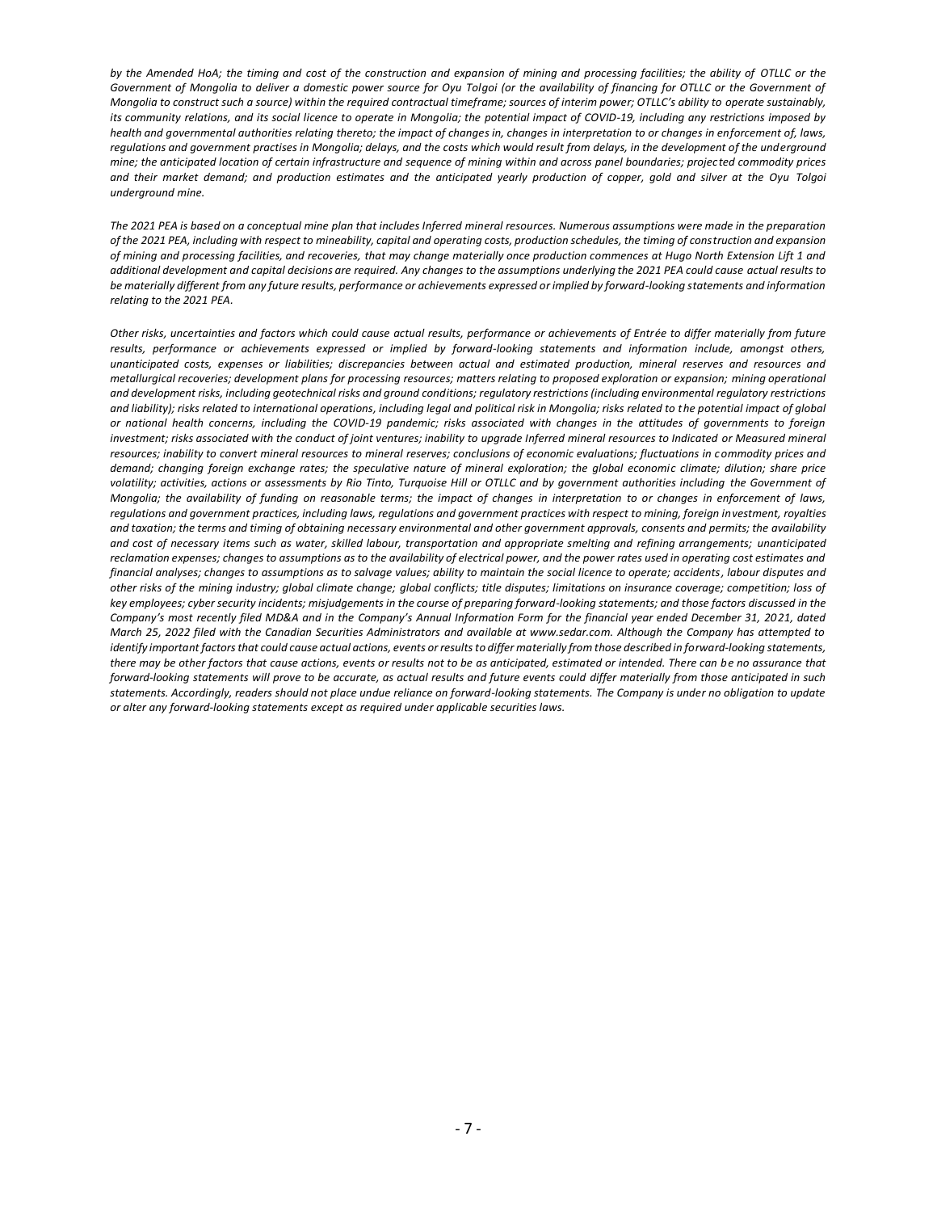*by the Amended HoA; the timing and cost of the construction and expansion of mining and processing facilities; the ability of OTLLC or the Government of Mongolia to deliver a domestic power source for Oyu Tolgoi (or the availability of financing for OTLLC or the Government of Mongolia to construct such a source) within the required contractual timeframe; sources of interim power; OTLLC's ability to operate sustainably, its community relations, and its social licence to operate in Mongolia; the potential impact of COVID-19, including any restrictions imposed by health and governmental authorities relating thereto; the impact of changes in, changes in interpretation to or changes in enforcement of, laws, regulations and government practises in Mongolia; delays, and the costs which would result from delays, in the development of the underground mine; the anticipated location of certain infrastructure and sequence of mining within and across panel boundaries; projected commodity prices and their market demand; and production estimates and the anticipated yearly production of copper, gold and silver at the Oyu Tolgoi underground mine.*

*The 2021 PEA is based on a conceptual mine plan that includes Inferred mineral resources. Numerous assumptions were made in the preparation of the 2021 PEA, including with respect to mineability, capital and operating costs, production schedules, the timing of construction and expansion of mining and processing facilities, and recoveries, that may change materially once production commences at Hugo North Extension Lift 1 and additional development and capital decisions are required. Any changes to the assumptions underlying the 2021 PEA could cause actual results to be materially different from any future results, performance or achievements expressed or implied by forward-looking statements and information relating to the 2021 PEA.*

*Other risks, uncertainties and factors which could cause actual results, performance or achievements of Entrée to differ materially from future results, performance or achievements expressed or implied by forward-looking statements and information include, amongst others, unanticipated costs, expenses or liabilities; discrepancies between actual and estimated production, mineral reserves and resources and metallurgical recoveries; development plans for processing resources; matters relating to proposed exploration or expansion; mining operational and development risks, including geotechnical risks and ground conditions; regulatory restrictions (including environmental regulatory restrictions and liability); risks related to international operations, including legal and political risk in Mongolia; risks related to the potential impact of global or national health concerns, including the COVID-19 pandemic; risks associated with changes in the attitudes of governments to foreign investment; risks associated with the conduct of joint ventures; inability to upgrade Inferred mineral resources to Indicated or Measured mineral resources; inability to convert mineral resources to mineral reserves; conclusions of economic evaluations; fluctuations in commodity prices and demand; changing foreign exchange rates; the speculative nature of mineral exploration; the global economic climate; dilution; share price volatility; activities, actions or assessments by Rio Tinto, Turquoise Hill or OTLLC and by government authorities including the Government of Mongolia; the availability of funding on reasonable terms; the impact of changes in interpretation to or changes in enforcement of laws, regulations and government practices, including laws, regulations and government practices with respect to mining, foreign investment, royalties and taxation; the terms and timing of obtaining necessary environmental and other government approvals, consents and permits; the availability and cost of necessary items such as water, skilled labour, transportation and appropriate smelting and refining arrangements; unanticipated reclamation expenses; changes to assumptions as to the availability of electrical power, and the power rates used in operating cost estimates and financial analyses; changes to assumptions as to salvage values; ability to maintain the social licence to operate; accidents, labour disputes and other risks of the mining industry; global climate change; global conflicts; title disputes; limitations on insurance coverage; competition; loss of key employees; cyber security incidents; misjudgements in the course of preparing forward-looking statements; and those factors discussed in the Company's most recently filed MD&A and in the Company's Annual Information Form for the financial year ended December 31, 2021, dated March 25, 2022 filed with the Canadian Securities Administrators and available at www.sedar.com. Although the Company has attempted to identify important factors that could cause actual actions, events or results to differ materially from those described in forward-looking statements, there may be other factors that cause actions, events or results not to be as anticipated, estimated or intended. There can be no assurance that forward-looking statements will prove to be accurate, as actual results and future events could differ materially from those anticipated in such statements. Accordingly, readers should not place undue reliance on forward-looking statements. The Company is under no obligation to update or alter any forward-looking statements except as required under applicable securities laws.*